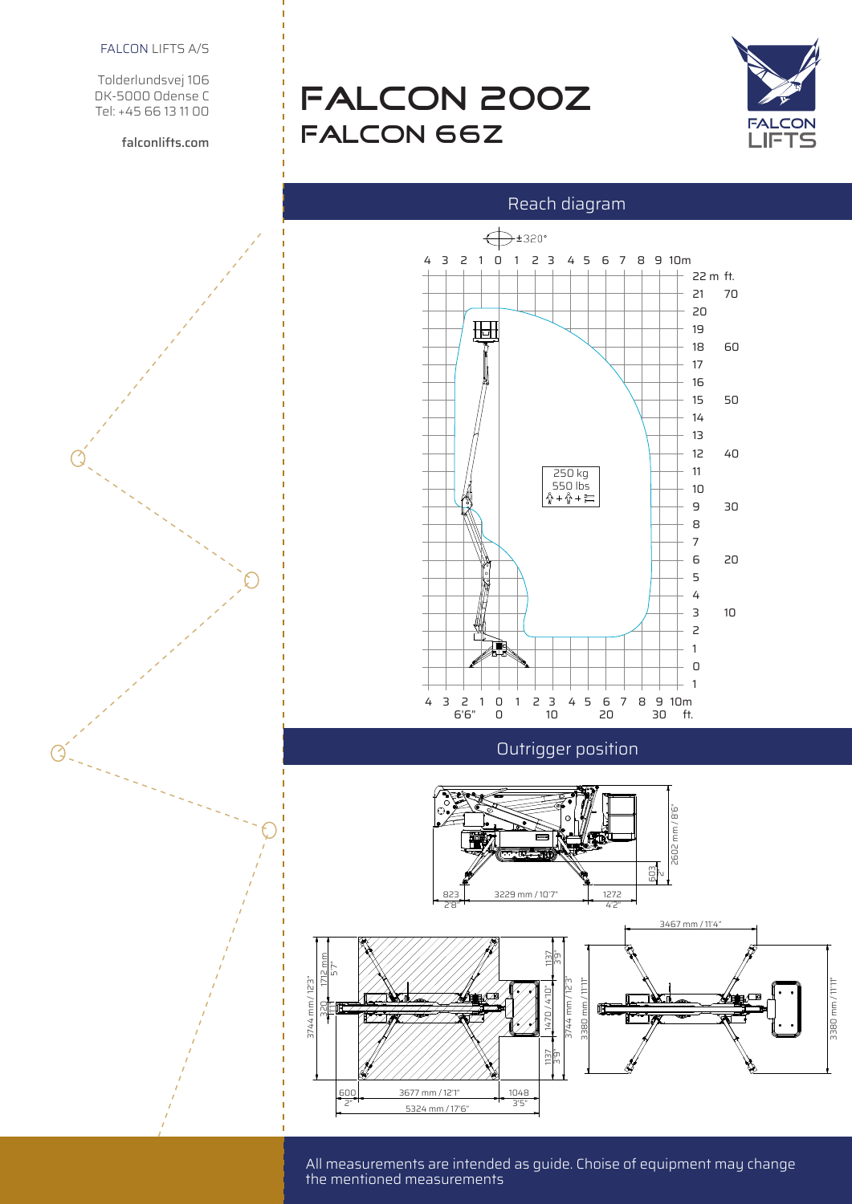FALCON LIFTS A/S

Tolderlundsvej 106
DK-5000 Odense C
Tel: +45 66 13 11 00

falconlifts.com

# FALCON 200Z
## FALCON 66Z

FALCON LIFTS

## Reach diagram

±320°

250 kg
550 lbs

## Outrigger position

All measurements are intended as guide. Choise of equipment may change the mentioned measurements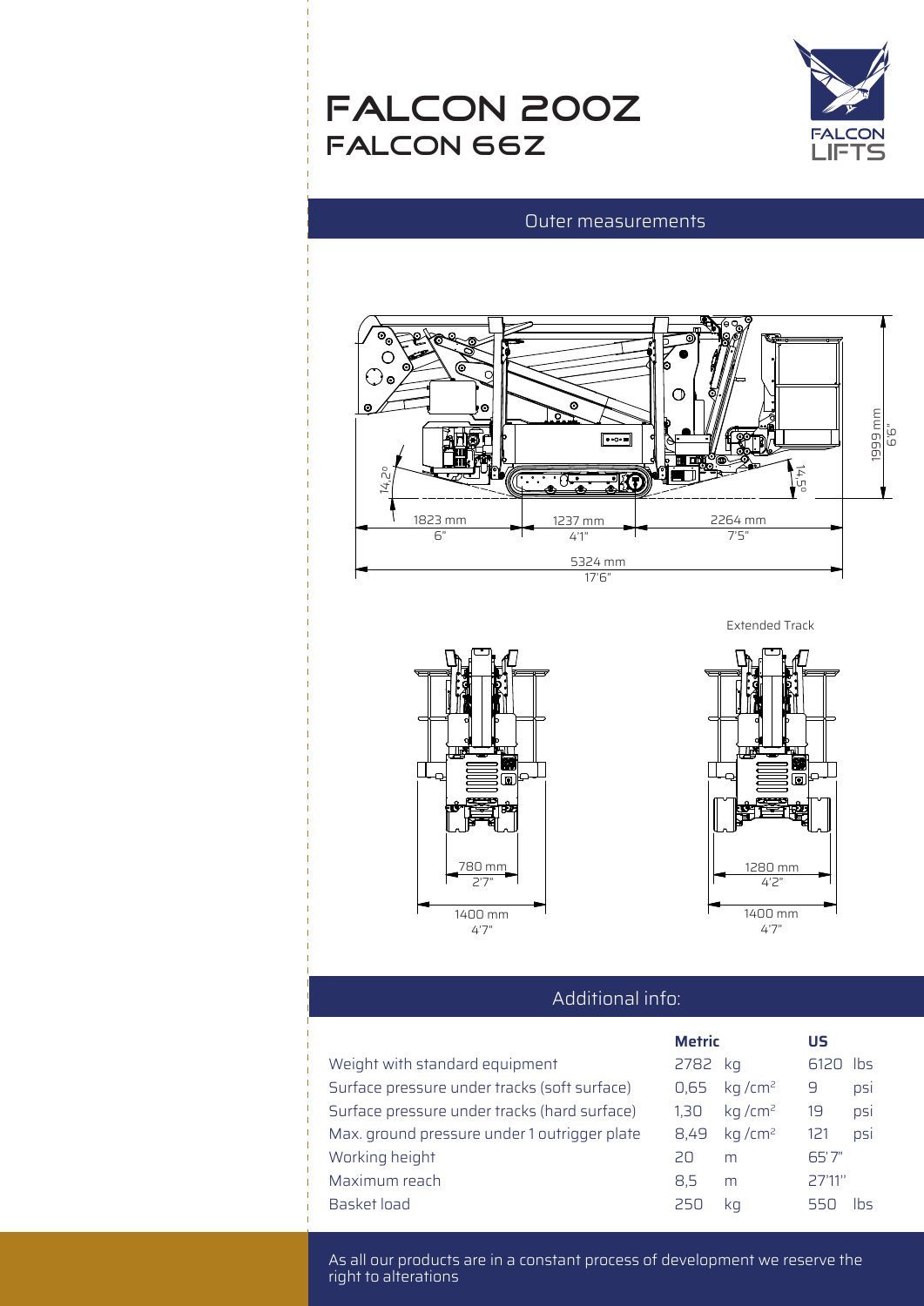# FALCON 200Z
## FALCON 66Z

FALCON LIFTS

## Outer measurements

14,2º

14,5º

1999 mm
6'6"

1823 mm
6"

1237 mm
4'1"

2264 mm
7'5"

5324 mm
17'6"

Extended Track

780 mm
2'7"

1400 mm
4'7"

1280 mm
4'2"

1400 mm
4'7"

## Additional info:

| | Metric | | US | |
|---|---|---|---|---|
| Weight with standard equipment | 2782 | kg | 6120 | lbs |
| Surface pressure under tracks (soft surface) | 0,65 | kg /cm² | 9 | psi |
| Surface pressure under tracks (hard surface) | 1,30 | kg /cm² | 19 | psi |
| Max. ground pressure under 1 outrigger plate | 8,49 | kg /cm² | 121 | psi |
| Working height | 20 | m | 65'7" | |
| Maximum reach | 8,5 | m | 27'11" | |
| Basket load | 250 | kg | 550 | lbs |

As all our products are in a constant process of development we reserve the right to alterations